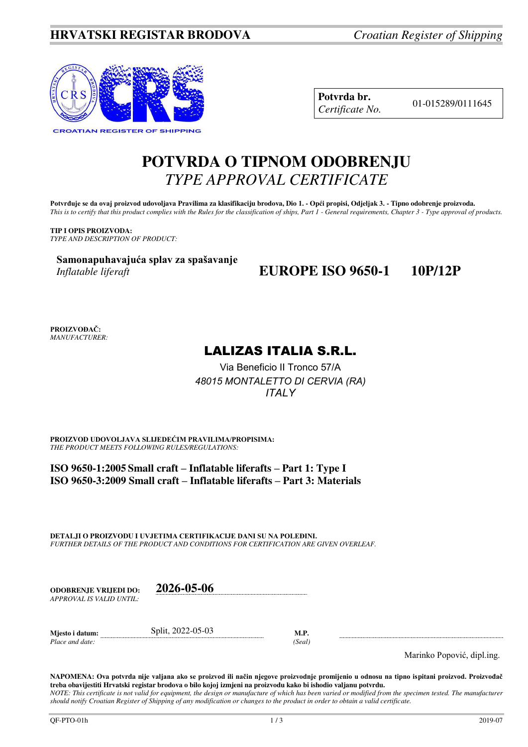# HRVATSKI REGISTAR BRODOVA *Croatian Register of Shipping*

CROATIAN REGISTER OF SHIPPING

| **Potvrda br.** *Certificate No.* | 01-015289/0111645 |
|---|---|

# POTVRDA O TIPNOM ODOBRENJU
# *TYPE APPROVAL CERTIFICATE*

**Potvrđuje se da ovaj proizvod udovoljava Pravilima za klasifikaciju brodova, Dio 1. - Opći propisi, Odjeljak 3. - Tipno odobrenje proizvoda.**
*This is to certify that this product complies with the Rules for the classification of ships, Part 1 - General requirements, Chapter 3 - Type approval of products.*

**TIP I OPIS PROIZVODA:**
*TYPE AND DESCRIPTION OF PRODUCT:*

**Samonapuhavajuća splav za spašavanje**
*Inflatable liferaft*

**EUROPE ISO 9650-1 10P/12P**

**PROIZVOĐAČ:**
*MANUFACTURER:*

**LALIZAS ITALIA S.R.L.**
Via Beneficio II Tronco 57/A
*48015 MONTALETTO DI CERVIA (RA)*
*ITALY*

**PROIZVOD UDOVOLJAVA SLIJEDEĆIM PRAVILIMA/PROPISIMA:**
*THE PRODUCT MEETS FOLLOWING RULES/REGULATIONS:*

**ISO 9650-1:2005 Small craft – Inflatable liferafts – Part 1: Type I**
**ISO 9650-3:2009 Small craft – Inflatable liferafts – Part 3: Materials**

**DETALJI O PROIZVODU I UVJETIMA CERTIFIKACIJE DANI SU NA POLEĐINI.**
*FURTHER DETAILS OF THE PRODUCT AND CONDITIONS FOR CERTIFICATION ARE GIVEN OVERLEAF.*

**ODOBRENJE VRIJEDI DO:** *APPROVAL IS VALID UNTIL:* **2026-05-06**

**Mjesto i datum:** *Place and date:* Split, 2022-05-03

**M.P.** *(Seal)*

Marinko Popović, dipl.ing.

**NAPOMENA: Ova potvrda nije valjana ako se proizvod ili način njegove proizvodnje promijenio u odnosu na tipno ispitani proizvod. Proizvođač treba obavijestiti Hrvatski registar brodova o bilo kojoj izmjeni na proizvodu kako bi ishodio valjanu potvrdu.**
*NOTE: This certificate is not valid for equipment, the design or manufacture of which has been varied or modified from the specimen tested. The manufacturer should notify Croatian Register of Shipping of any modification or changes to the product in order to obtain a valid certificate.*

QF-PTO-01h 2019-07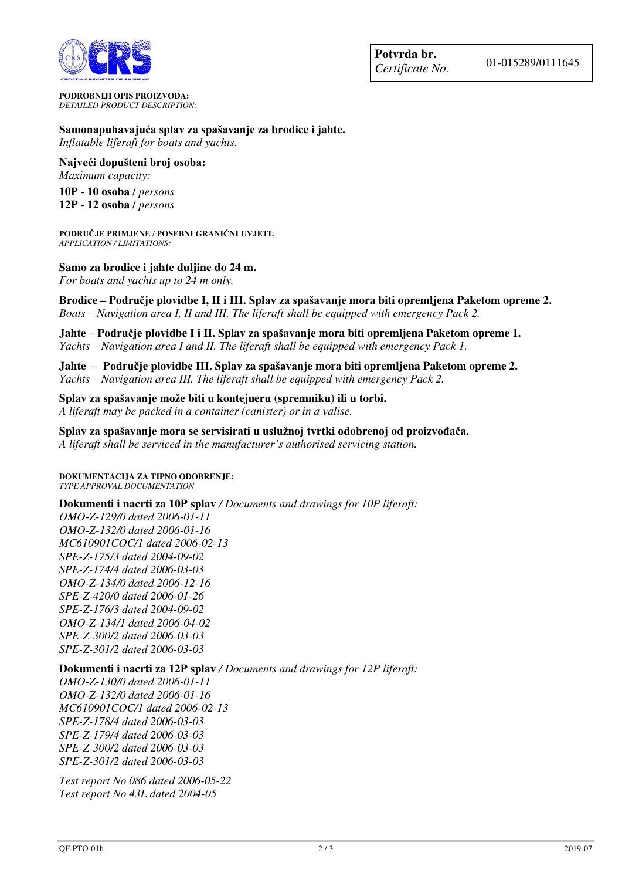| **Potvrda br.** *Certificate No.* | 01-015289/0111645 |
|---|---|

**PODROBNIJI OPIS PROIZVODA:**
*DETAILED PRODUCT DESCRIPTION:*

**Samonapuhavajuća splav za spašavanje za brodice i jahte.**
*Inflatable liferaft for boats and yachts.*

**Najveći dopušteni broj osoba:**
*Maximum capacity:*

**10P** - **10 osoba** / *persons*
**12P** - **12 osoba** / *persons*

**PODRUČJE PRIMJENE / POSEBNI GRANIČNI UVJETI:**
*APPLICATION / LIMITATIONS:*

**Samo za brodice i jahte duljine do 24 m.**
*For boats and yachts up to 24 m only.*

**Brodice – Područje plovidbe I, II i III. Splav za spašavanje mora biti opremljena Paketom opreme 2.**
*Boats – Navigation area I, II and III. The liferaft shall be equipped with emergency Pack 2.*

**Jahte – Područje plovidbe I i II. Splav za spašavanje mora biti opremljena Paketom opreme 1.**
*Yachts – Navigation area I and II. The liferaft shall be equipped with emergency Pack 1.*

**Jahte – Područje plovidbe III. Splav za spašavanje mora biti opremljena Paketom opreme 2.**
*Yachts – Navigation area III. The liferaft shall be equipped with emergency Pack 2.*

**Splav za spašavanje može biti u kontejneru (spremniku) ili u torbi.**
*A liferaft may be packed in a container (canister) or in a valise.*

**Splav za spašavanje mora se servisirati u uslužnoj tvrtki odobrenoj od proizvođača.**
*A liferaft shall be serviced in the manufacturer's authorised servicing station.*

**DOKUMENTACIJA ZA TIPNO ODOBRENJE:**
*TYPE APPROVAL DOCUMENTATION*

**Dokumenti i nacrti za 10P splav** / *Documents and drawings for 10P liferaft:*
*OMO-Z-129/0 dated 2006-01-11*
*OMO-Z-132/0 dated 2006-01-16*
*MC610901COC/1 dated 2006-02-13*
*SPE-Z-175/3 dated 2004-09-02*
*SPE-Z-174/4 dated 2006-03-03*
*OMO-Z-134/0 dated 2006-12-16*
*SPE-Z-420/0 dated 2006-01-26*
*SPE-Z-176/3 dated 2004-09-02*
*OMO-Z-134/1 dated 2006-04-02*
*SPE-Z-300/2 dated 2006-03-03*
*SPE-Z-301/2 dated 2006-03-03*

**Dokumenti i nacrti za 12P splav** / *Documents and drawings for 12P liferaft:*
*OMO-Z-130/0 dated 2006-01-11*
*OMO-Z-132/0 dated 2006-01-16*
*MC610901COC/1 dated 2006-02-13*
*SPE-Z-178/4 dated 2006-03-03*
*SPE-Z-179/4 dated 2006-03-03*
*SPE-Z-300/2 dated 2006-03-03*
*SPE-Z-301/2 dated 2006-03-03*

*Test report No 086 dated 2006-05-22*
*Test report No 43L dated 2004-05*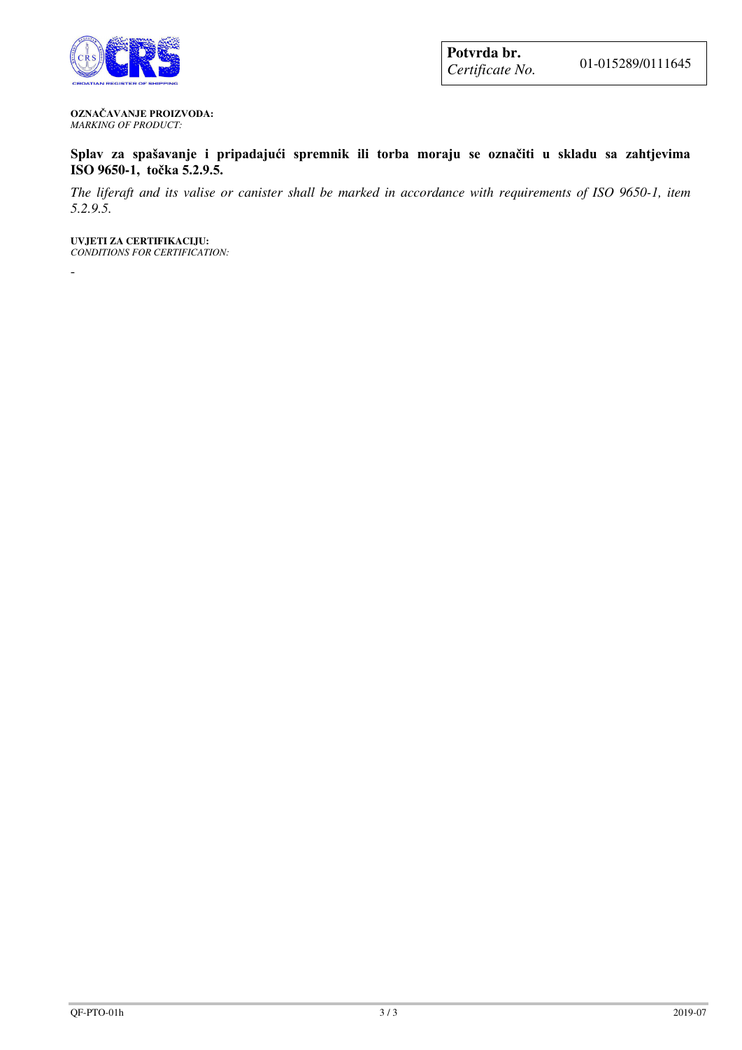| Potvrda br. *Certificate No.* | 01-015289/0111645 |
| --- | --- |

**OZNAČAVANJE PROIZVODA:**
*MARKING OF PRODUCT:*

**Splav za spašavanje i pripadajući spremnik ili torba moraju se označiti u skladu sa zahtjevima ISO 9650-1, točka 5.2.9.5.**

*The liferaft and its valise or canister shall be marked in accordance with requirements of ISO 9650-1, item 5.2.9.5.*

**UVJETI ZA CERTIFIKACIJU:**
*CONDITIONS FOR CERTIFICATION:*

-